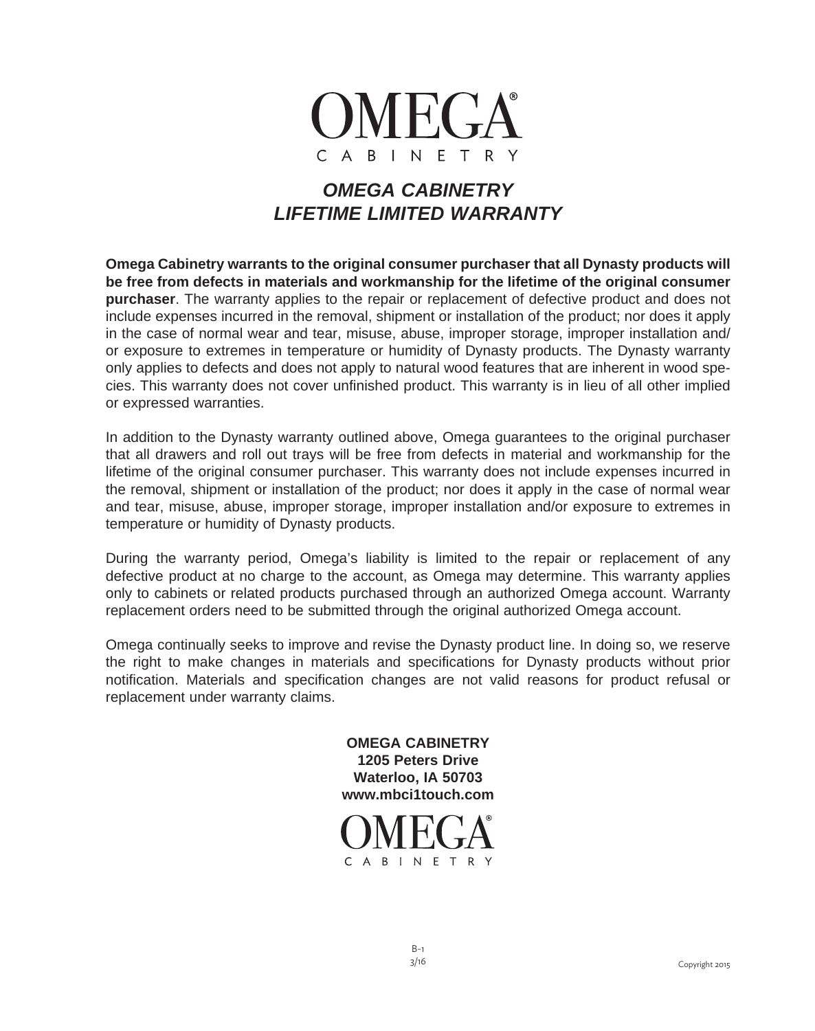# OMEGA CABINETRY

## *OMEGA CABINETRY*
## *LIFETIME LIMITED WARRANTY*

**Omega Cabinetry warrants to the original consumer purchaser that all Dynasty products will be free from defects in materials and workmanship for the lifetime of the original consumer purchaser**. The warranty applies to the repair or replacement of defective product and does not include expenses incurred in the removal, shipment or installation of the product; nor does it apply in the case of normal wear and tear, misuse, abuse, improper storage, improper installation and/or exposure to extremes in temperature or humidity of Dynasty products. The Dynasty warranty only applies to defects and does not apply to natural wood features that are inherent in wood species. This warranty does not cover unfinished product. This warranty is in lieu of all other implied or expressed warranties.

In addition to the Dynasty warranty outlined above, Omega guarantees to the original purchaser that all drawers and roll out trays will be free from defects in material and workmanship for the lifetime of the original consumer purchaser. This warranty does not include expenses incurred in the removal, shipment or installation of the product; nor does it apply in the case of normal wear and tear, misuse, abuse, improper storage, improper installation and/or exposure to extremes in temperature or humidity of Dynasty products.

During the warranty period, Omega's liability is limited to the repair or replacement of any defective product at no charge to the account, as Omega may determine. This warranty applies only to cabinets or related products purchased through an authorized Omega account. Warranty replacement orders need to be submitted through the original authorized Omega account.

Omega continually seeks to improve and revise the Dynasty product line. In doing so, we reserve the right to make changes in materials and specifications for Dynasty products without prior notification. Materials and specification changes are not valid reasons for product refusal or replacement under warranty claims.

**OMEGA CABINETRY**
**1205 Peters Drive**
**Waterloo, IA 50703**
**www.mbci1touch.com**

OMEGA CABINETRY

B-1
3/16

Copyright 2015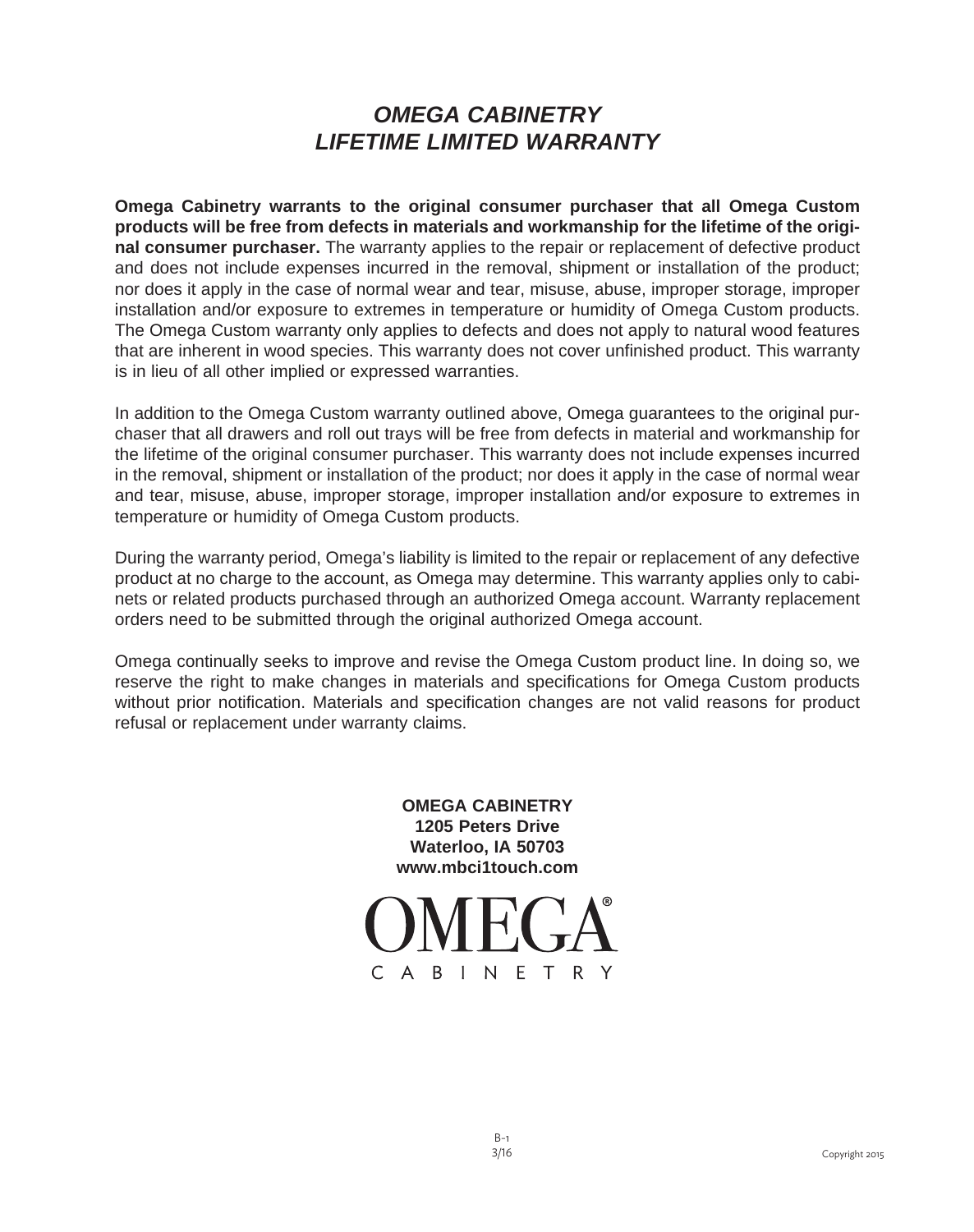# *OMEGA CABINETRY*
# *LIFETIME LIMITED WARRANTY*

**Omega Cabinetry warrants to the original consumer purchaser that all Omega Custom products will be free from defects in materials and workmanship for the lifetime of the original consumer purchaser.** The warranty applies to the repair or replacement of defective product and does not include expenses incurred in the removal, shipment or installation of the product; nor does it apply in the case of normal wear and tear, misuse, abuse, improper storage, improper installation and/or exposure to extremes in temperature or humidity of Omega Custom products. The Omega Custom warranty only applies to defects and does not apply to natural wood features that are inherent in wood species. This warranty does not cover unfinished product. This warranty is in lieu of all other implied or expressed warranties.

In addition to the Omega Custom warranty outlined above, Omega guarantees to the original purchaser that all drawers and roll out trays will be free from defects in material and workmanship for the lifetime of the original consumer purchaser. This warranty does not include expenses incurred in the removal, shipment or installation of the product; nor does it apply in the case of normal wear and tear, misuse, abuse, improper storage, improper installation and/or exposure to extremes in temperature or humidity of Omega Custom products.

During the warranty period, Omega's liability is limited to the repair or replacement of any defective product at no charge to the account, as Omega may determine. This warranty applies only to cabinets or related products purchased through an authorized Omega account. Warranty replacement orders need to be submitted through the original authorized Omega account.

Omega continually seeks to improve and revise the Omega Custom product line. In doing so, we reserve the right to make changes in materials and specifications for Omega Custom products without prior notification. Materials and specification changes are not valid reasons for product refusal or replacement under warranty claims.

**OMEGA CABINETRY**
**1205 Peters Drive**
**Waterloo, IA 50703**
**www.mbci1touch.com**

OMEGA®
CABINETRY

B-1
3/16

Copyright 2015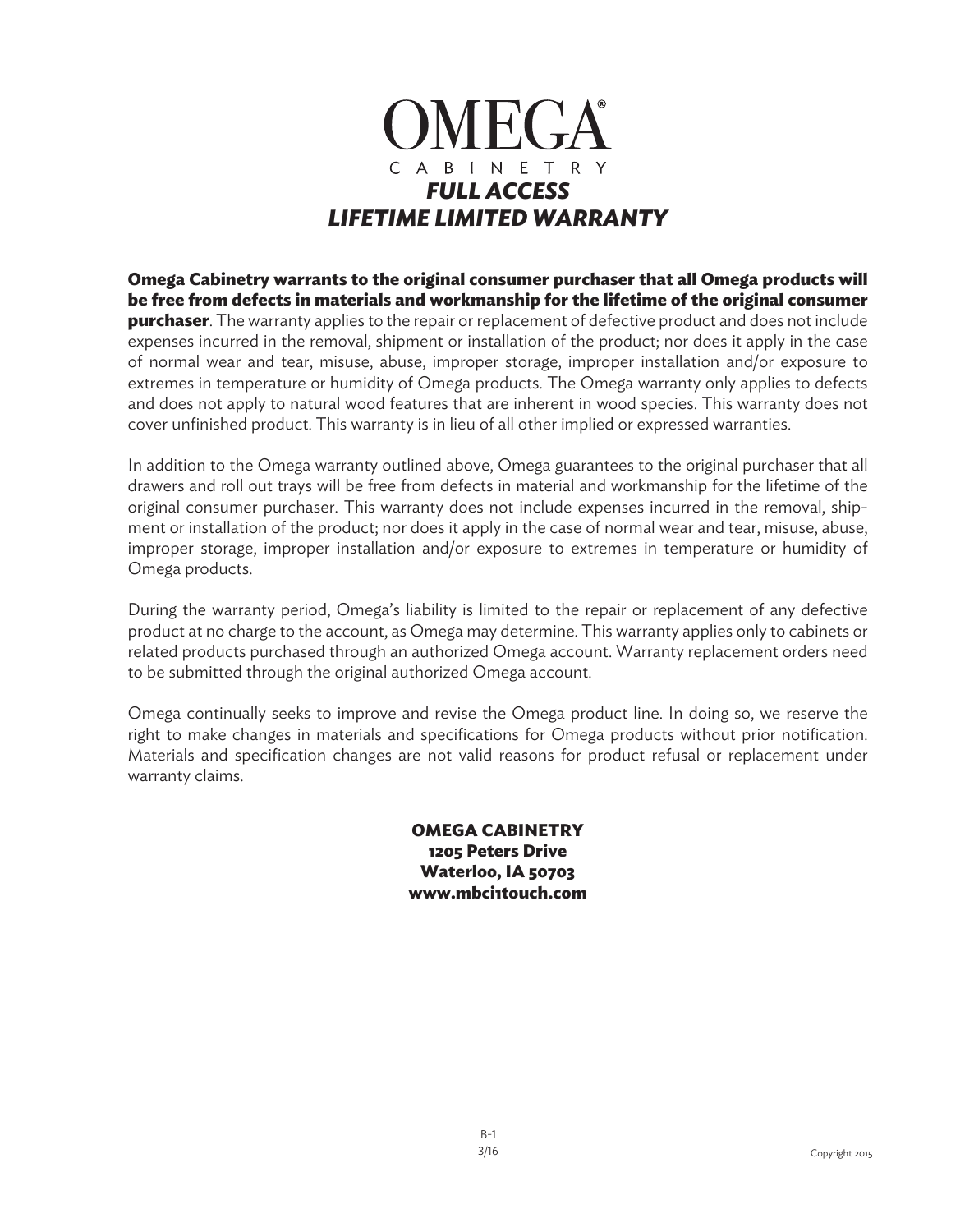# OMEGA®

CABINETRY

## *FULL ACCESS*
## *LIFETIME LIMITED WARRANTY*

**Omega Cabinetry warrants to the original consumer purchaser that all Omega products will be free from defects in materials and workmanship for the lifetime of the original consumer purchaser**. The warranty applies to the repair or replacement of defective product and does not include expenses incurred in the removal, shipment or installation of the product; nor does it apply in the case of normal wear and tear, misuse, abuse, improper storage, improper installation and/or exposure to extremes in temperature or humidity of Omega products. The Omega warranty only applies to defects and does not apply to natural wood features that are inherent in wood species. This warranty does not cover unfinished product. This warranty is in lieu of all other implied or expressed warranties.

In addition to the Omega warranty outlined above, Omega guarantees to the original purchaser that all drawers and roll out trays will be free from defects in material and workmanship for the lifetime of the original consumer purchaser. This warranty does not include expenses incurred in the removal, shipment or installation of the product; nor does it apply in the case of normal wear and tear, misuse, abuse, improper storage, improper installation and/or exposure to extremes in temperature or humidity of Omega products.

During the warranty period, Omega's liability is limited to the repair or replacement of any defective product at no charge to the account, as Omega may determine. This warranty applies only to cabinets or related products purchased through an authorized Omega account. Warranty replacement orders need to be submitted through the original authorized Omega account.

Omega continually seeks to improve and revise the Omega product line. In doing so, we reserve the right to make changes in materials and specifications for Omega products without prior notification. Materials and specification changes are not valid reasons for product refusal or replacement under warranty claims.

**OMEGA CABINETRY**
**1205 Peters Drive**
**Waterloo, IA 50703**
**www.mbci1touch.com**

B-1
3/16

Copyright 2015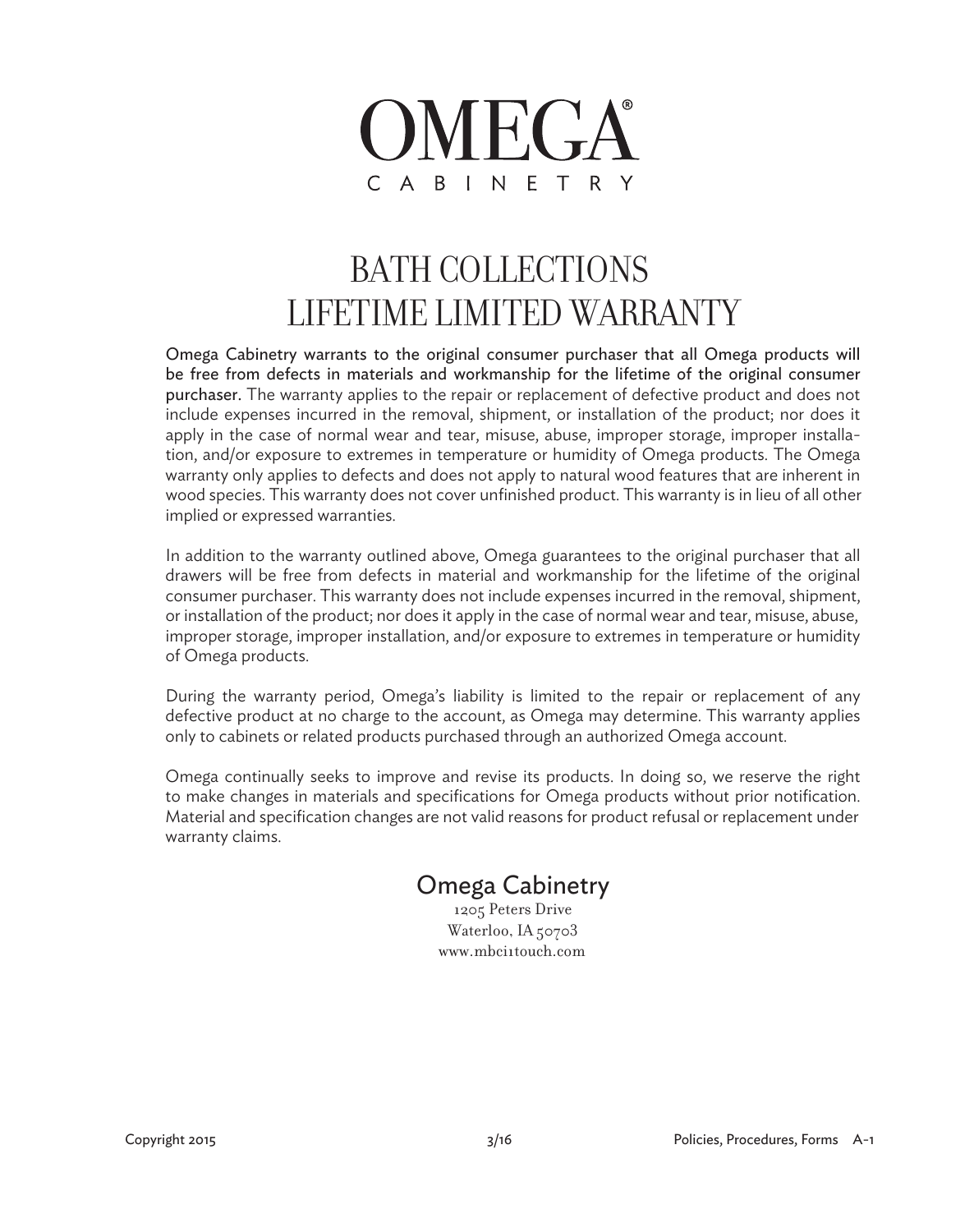# OMEGA®

CABINETRY

## BATH COLLECTIONS
## LIFETIME LIMITED WARRANTY

**Omega Cabinetry warrants to the original consumer purchaser that all Omega products will be free from defects in materials and workmanship for the lifetime of the original consumer purchaser.** The warranty applies to the repair or replacement of defective product and does not include expenses incurred in the removal, shipment, or installation of the product; nor does it apply in the case of normal wear and tear, misuse, abuse, improper storage, improper installation, and/or exposure to extremes in temperature or humidity of Omega products. The Omega warranty only applies to defects and does not apply to natural wood features that are inherent in wood species. This warranty does not cover unfinished product. This warranty is in lieu of all other implied or expressed warranties.

In addition to the warranty outlined above, Omega guarantees to the original purchaser that all drawers will be free from defects in material and workmanship for the lifetime of the original consumer purchaser. This warranty does not include expenses incurred in the removal, shipment, or installation of the product; nor does it apply in the case of normal wear and tear, misuse, abuse, improper storage, improper installation, and/or exposure to extremes in temperature or humidity of Omega products.

During the warranty period, Omega's liability is limited to the repair or replacement of any defective product at no charge to the account, as Omega may determine. This warranty applies only to cabinets or related products purchased through an authorized Omega account.

Omega continually seeks to improve and revise its products. In doing so, we reserve the right to make changes in materials and specifications for Omega products without prior notification. Material and specification changes are not valid reasons for product refusal or replacement under warranty claims.

Omega Cabinetry
1205 Peters Drive
Waterloo, IA 50703
www.mbci1touch.com

Copyright 2015 3/16 Policies, Procedures, Forms A-1